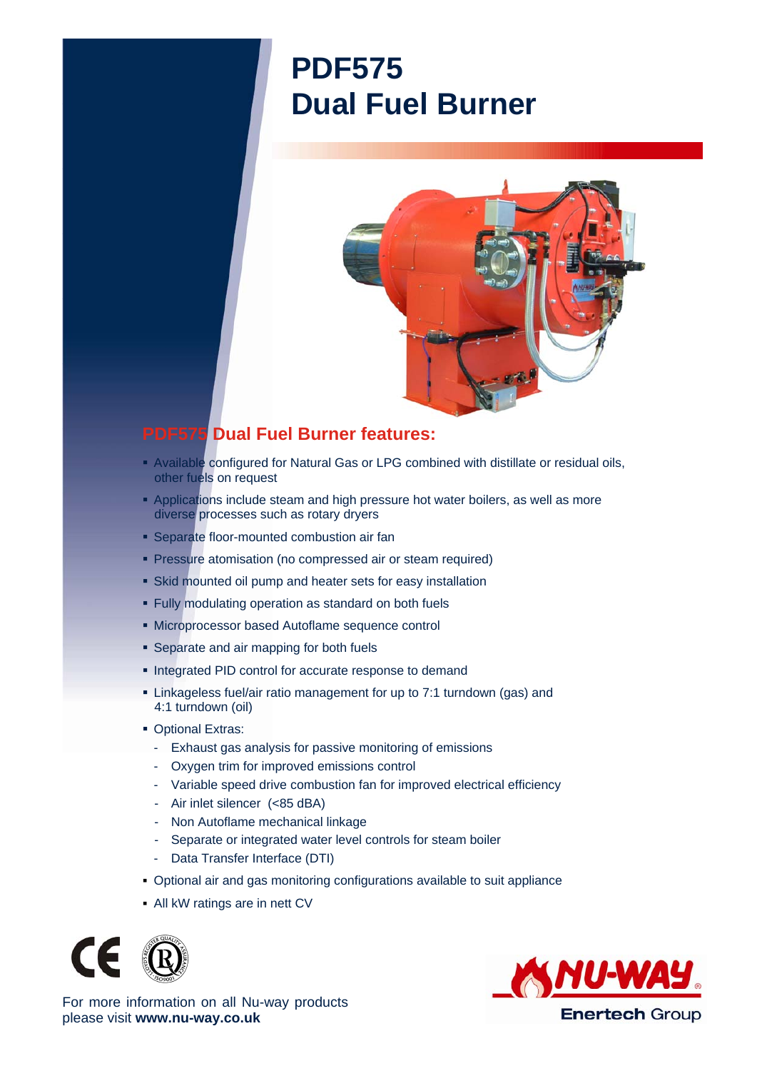# PDF575
# Dual Fuel Burner

## PDF575 Dual Fuel Burner features:

- Available configured for Natural Gas or LPG combined with distillate or residual oils, other fuels on request
- Applications include steam and high pressure hot water boilers, as well as more diverse processes such as rotary dryers
- Separate floor-mounted combustion air fan
- Pressure atomisation (no compressed air or steam required)
- Skid mounted oil pump and heater sets for easy installation
- Fully modulating operation as standard on both fuels
- Microprocessor based Autoflame sequence control
- Separate and air mapping for both fuels
- Integrated PID control for accurate response to demand
- Linkageless fuel/air ratio management for up to 7:1 turndown (gas) and 4:1 turndown (oil)
- Optional Extras:
  - Exhaust gas analysis for passive monitoring of emissions
  - Oxygen trim for improved emissions control
  - Variable speed drive combustion fan for improved electrical efficiency
  - Air inlet silencer (<85 dBA)
  - Non Autoflame mechanical linkage
  - Separate or integrated water level controls for steam boiler
  - Data Transfer Interface (DTI)
- Optional air and gas monitoring configurations available to suit appliance
- All kW ratings are in nett CV

For more information on all Nu-way products please visit **www.nu-way.co.uk**

NU-WAY®
Enertech Group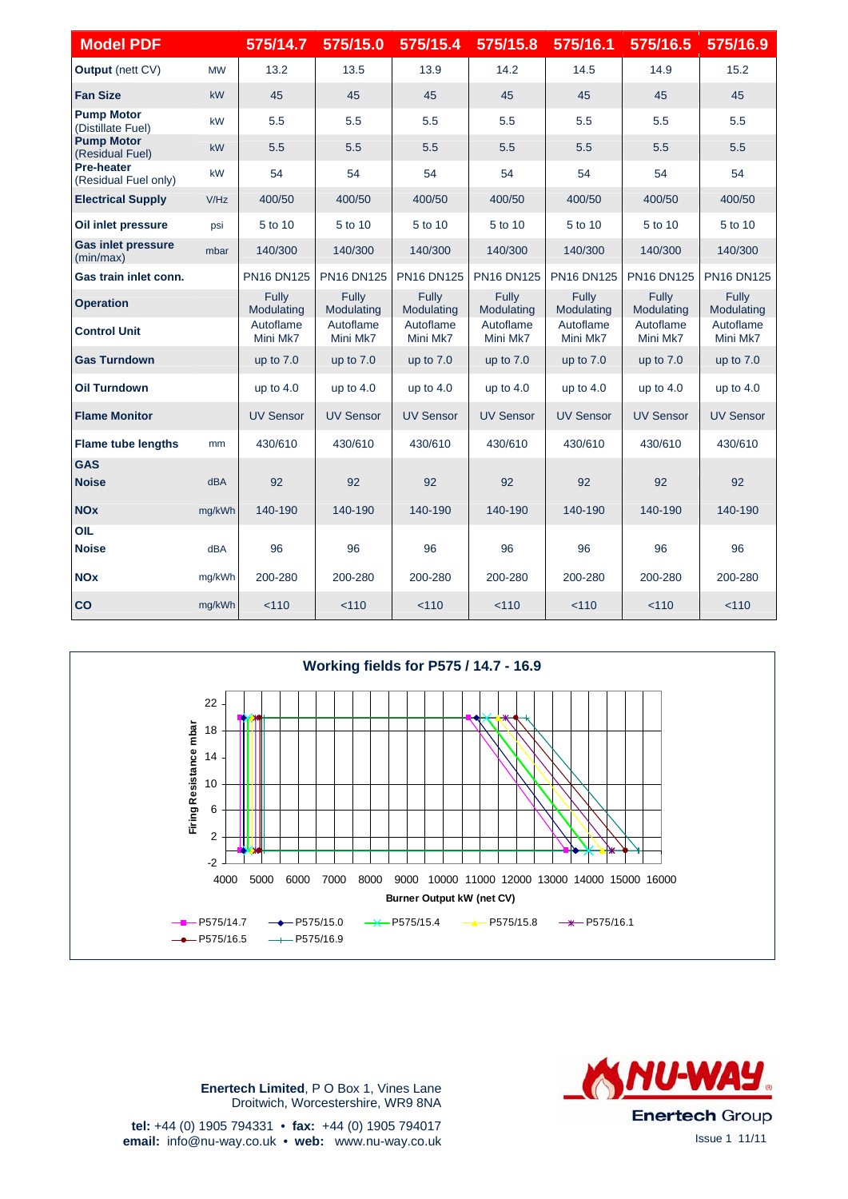| Model PDF | | 575/14.7 | 575/15.0 | 575/15.4 | 575/15.8 | 575/16.1 | 575/16.5 | 575/16.9 |
|---|---|---|---|---|---|---|---|---|
| **Output** (nett CV) | MW | 13.2 | 13.5 | 13.9 | 14.2 | 14.5 | 14.9 | 15.2 |
| **Fan Size** | kW | 45 | 45 | 45 | 45 | 45 | 45 | 45 |
| **Pump Motor** (Distillate Fuel) | kW | 5.5 | 5.5 | 5.5 | 5.5 | 5.5 | 5.5 | 5.5 |
| **Pump Motor** (Residual Fuel) | kW | 5.5 | 5.5 | 5.5 | 5.5 | 5.5 | 5.5 | 5.5 |
| **Pre-heater** (Residual Fuel only) | kW | 54 | 54 | 54 | 54 | 54 | 54 | 54 |
| **Electrical Supply** | V/Hz | 400/50 | 400/50 | 400/50 | 400/50 | 400/50 | 400/50 | 400/50 |
| **Oil inlet pressure** | psi | 5 to 10 | 5 to 10 | 5 to 10 | 5 to 10 | 5 to 10 | 5 to 10 | 5 to 10 |
| **Gas inlet pressure** (min/max) | mbar | 140/300 | 140/300 | 140/300 | 140/300 | 140/300 | 140/300 | 140/300 |
| **Gas train inlet conn.** | | PN16 DN125 | PN16 DN125 | PN16 DN125 | PN16 DN125 | PN16 DN125 | PN16 DN125 | PN16 DN125 |
| **Operation** | | Fully Modulating | Fully Modulating | Fully Modulating | Fully Modulating | Fully Modulating | Fully Modulating | Fully Modulating |
| **Control Unit** | | Autoflame Mini Mk7 | Autoflame Mini Mk7 | Autoflame Mini Mk7 | Autoflame Mini Mk7 | Autoflame Mini Mk7 | Autoflame Mini Mk7 | Autoflame Mini Mk7 |
| **Gas Turndown** | | up to 7.0 | up to 7.0 | up to 7.0 | up to 7.0 | up to 7.0 | up to 7.0 | up to 7.0 |
| **Oil Turndown** | | up to 4.0 | up to 4.0 | up to 4.0 | up to 4.0 | up to 4.0 | up to 4.0 | up to 4.0 |
| **Flame Monitor** | | UV Sensor | UV Sensor | UV Sensor | UV Sensor | UV Sensor | UV Sensor | UV Sensor |
| **Flame tube lengths** | mm | 430/610 | 430/610 | 430/610 | 430/610 | 430/610 | 430/610 | 430/610 |
| **GAS** | | | | | | | | |
| **Noise** | dBA | 92 | 92 | 92 | 92 | 92 | 92 | 92 |
| **NOx** | mg/kWh | 140-190 | 140-190 | 140-190 | 140-190 | 140-190 | 140-190 | 140-190 |
| **OIL** | | | | | | | | |
| **Noise** | dBA | 96 | 96 | 96 | 96 | 96 | 96 | 96 |
| **NOx** | mg/kWh | 200-280 | 200-280 | 200-280 | 200-280 | 200-280 | 200-280 | 200-280 |
| **CO** | mg/kWh | <110 | <110 | <110 | <110 | <110 | <110 | <110 |

**Working fields for P575 / 14.7 - 16.9**

Firing Resistance mbar

22
18
14
10
6
2
-2

4000 5000 6000 7000 8000 9000 10000 11000 12000 13000 14000 15000 16000

Burner Output kW (net CV)

P575/14.7
P575/15.0
P575/15.4
P575/15.8
P575/16.1
P575/16.5
P575/16.9

**Enertech Limited**, P O Box 1, Vines Lane
Droitwich, Worcestershire, WR9 8NA

**tel:** +44 (0) 1905 794331 • **fax:** +44 (0) 1905 794017
**email:** info@nu-way.co.uk • **web:** www.nu-way.co.uk

NU-WAY®
Enertech Group

Issue 1 11/11